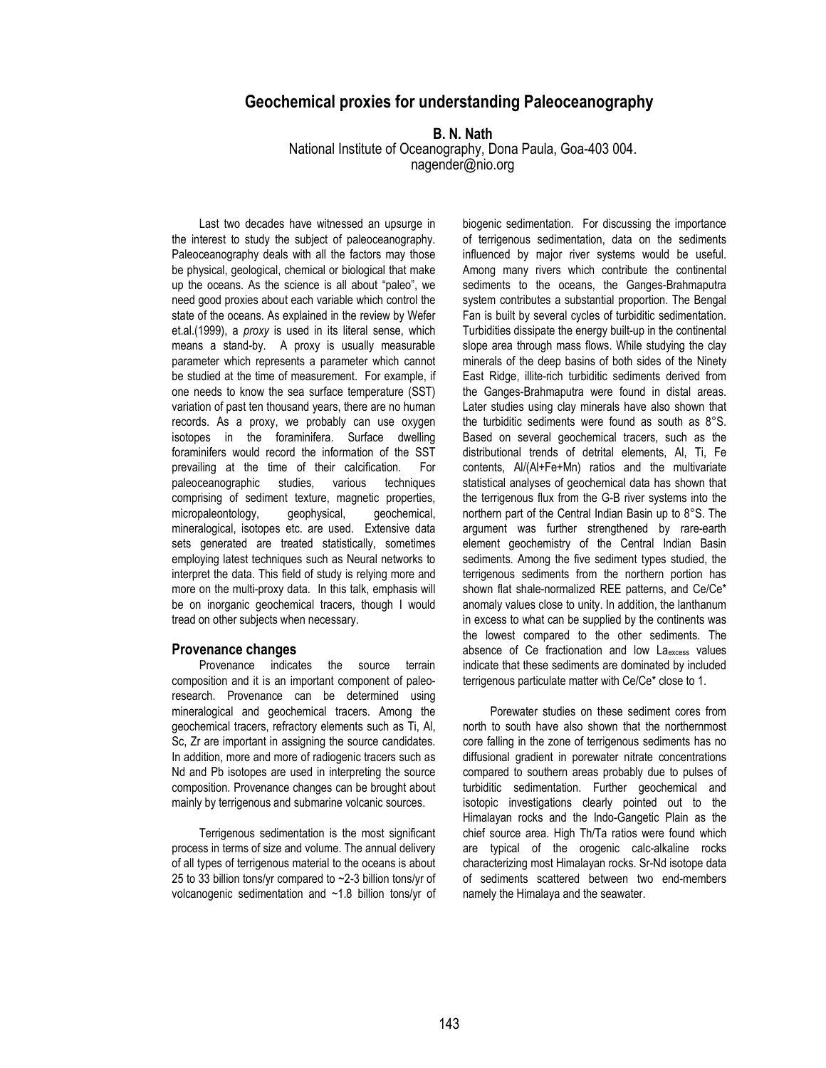# Geochemical proxies for understanding Paleoceanography

**B. N. Nath**

National Institute of Oceanography, Dona Paula, Goa-403 004.
nagender@nio.org

Last two decades have witnessed an upsurge in the interest to study the subject of paleoceanography. Paleoceanography deals with all the factors may those be physical, geological, chemical or biological that make up the oceans. As the science is all about "paleo", we need good proxies about each variable which control the state of the oceans. As explained in the review by Wefer et.al.(1999), a *proxy* is used in its literal sense, which means a stand-by. A proxy is usually measurable parameter which represents a parameter which cannot be studied at the time of measurement. For example, if one needs to know the sea surface temperature (SST) variation of past ten thousand years, there are no human records. As a proxy, we probably can use oxygen isotopes in the foraminifera. Surface dwelling foraminifers would record the information of the SST prevailing at the time of their calcification. For paleoceanographic studies, various techniques comprising of sediment texture, magnetic properties, micropaleontology, geophysical, geochemical, mineralogical, isotopes etc. are used. Extensive data sets generated are treated statistically, sometimes employing latest techniques such as Neural networks to interpret the data. This field of study is relying more and more on the multi-proxy data. In this talk, emphasis will be on inorganic geochemical tracers, though I would tread on other subjects when necessary.

## Provenance changes

Provenance indicates the source terrain composition and it is an important component of paleo-research. Provenance can be determined using mineralogical and geochemical tracers. Among the geochemical tracers, refractory elements such as Ti, Al, Sc, Zr are important in assigning the source candidates. In addition, more and more of radiogenic tracers such as Nd and Pb isotopes are used in interpreting the source composition. Provenance changes can be brought about mainly by terrigenous and submarine volcanic sources.

Terrigenous sedimentation is the most significant process in terms of size and volume. The annual delivery of all types of terrigenous material to the oceans is about 25 to 33 billion tons/yr compared to ~2-3 billion tons/yr of volcanogenic sedimentation and ~1.8 billion tons/yr of biogenic sedimentation. For discussing the importance of terrigenous sedimentation, data on the sediments influenced by major river systems would be useful. Among many rivers which contribute the continental sediments to the oceans, the Ganges-Brahmaputra system contributes a substantial proportion. The Bengal Fan is built by several cycles of turbiditic sedimentation. Turbidities dissipate the energy built-up in the continental slope area through mass flows. While studying the clay minerals of the deep basins of both sides of the Ninety East Ridge, illite-rich turbiditic sediments derived from the Ganges-Brahmaputra were found in distal areas. Later studies using clay minerals have also shown that the turbiditic sediments were found as south as 8°S. Based on several geochemical tracers, such as the distributional trends of detrital elements, Al, Ti, Fe contents, Al/(Al+Fe+Mn) ratios and the multivariate statistical analyses of geochemical data has shown that the terrigenous flux from the G-B river systems into the northern part of the Central Indian Basin up to 8°S. The argument was further strengthened by rare-earth element geochemistry of the Central Indian Basin sediments. Among the five sediment types studied, the terrigenous sediments from the northern portion has shown flat shale-normalized REE patterns, and Ce/Ce* anomaly values close to unity. In addition, the lanthanum in excess to what can be supplied by the continents was the lowest compared to the other sediments. The absence of Ce fractionation and low $La_{excess}$ values indicate that these sediments are dominated by included terrigenous particulate matter with Ce/Ce* close to 1.

Porewater studies on these sediment cores from north to south have also shown that the northernmost core falling in the zone of terrigenous sediments has no diffusional gradient in porewater nitrate concentrations compared to southern areas probably due to pulses of turbiditic sedimentation. Further geochemical and isotopic investigations clearly pointed out to the Himalayan rocks and the Indo-Gangetic Plain as the chief source area. High Th/Ta ratios were found which are typical of the orogenic calc-alkaline rocks characterizing most Himalayan rocks. Sr-Nd isotope data of sediments scattered between two end-members namely the Himalaya and the seawater.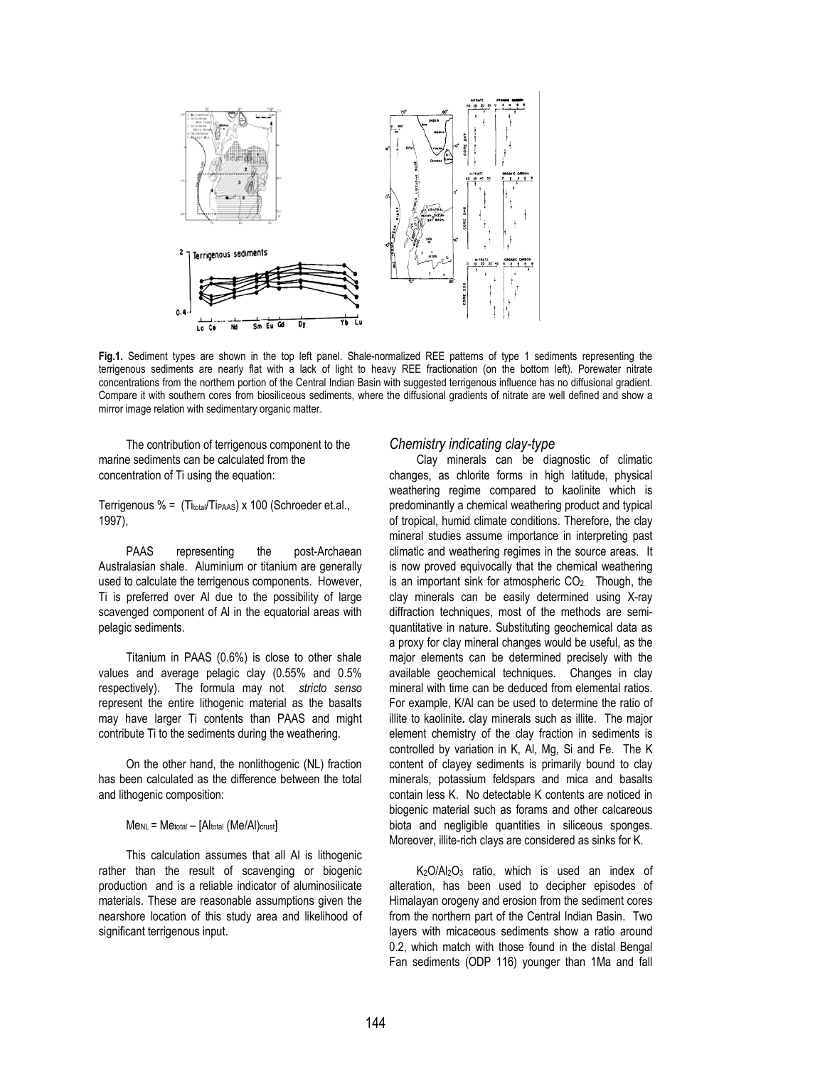**Fig.1.** Sediment types are shown in the top left panel. Shale-normalized REE patterns of type 1 sediments representing the terrigenous sediments are nearly flat with a lack of light to heavy REE fractionation (on the bottom left). Porewater nitrate concentrations from the northern portion of the Central Indian Basin with suggested terrigenous influence has no diffusional gradient. Compare it with southern cores from biosiliceous sediments, where the diffusional gradients of nitrate are well defined and show a mirror image relation with sedimentary organic matter.

The contribution of terrigenous component to the marine sediments can be calculated from the concentration of Ti using the equation:

Terrigenous % = $(Ti_{total}/Ti_{PAAS}) \times 100$ (Schroeder et.al., 1997),

PAAS representing the post-Archaean Australasian shale. Aluminium or titanium are generally used to calculate the terrigenous components. However, Ti is preferred over Al due to the possibility of large scavenged component of Al in the equatorial areas with pelagic sediments.

Titanium in PAAS (0.6%) is close to other shale values and average pelagic clay (0.55% and 0.5% respectively). The formula may not *stricto senso* represent the entire lithogenic material as the basalts may have larger Ti contents than PAAS and might contribute Ti to the sediments during the weathering.

On the other hand, the nonlithogenic (NL) fraction has been calculated as the difference between the total and lithogenic composition:

$$Me_{NL} = Me_{total} - [Al_{total} (Me/Al)_{crust}]$$

This calculation assumes that all Al is lithogenic rather than the result of scavenging or biogenic production and is a reliable indicator of aluminosilicate materials. These are reasonable assumptions given the nearshore location of this study area and likelihood of significant terrigenous input.

### *Chemistry indicating clay-type*

Clay minerals can be diagnostic of climatic changes, as chlorite forms in high latitude, physical weathering regime compared to kaolinite which is predominantly a chemical weathering product and typical of tropical, humid climate conditions. Therefore, the clay mineral studies assume importance in interpreting past climatic and weathering regimes in the source areas. It is now proved equivocally that the chemical weathering is an important sink for atmospheric $CO_2$. Though, the clay minerals can be easily determined using X-ray diffraction techniques, most of the methods are semi-quantitative in nature. Substituting geochemical data as a proxy for clay mineral changes would be useful, as the major elements can be determined precisely with the available geochemical techniques. Changes in clay mineral with time can be deduced from elemental ratios. For example, K/Al can be used to determine the ratio of illite to kaolinite**.** clay minerals such as illite. The major element chemistry of the clay fraction in sediments is controlled by variation in K, Al, Mg, Si and Fe. The K content of clayey sediments is primarily bound to clay minerals, potassium feldspars and mica and basalts contain less K. No detectable K contents are noticed in biogenic material such as forams and other calcareous biota and negligible quantities in siliceous sponges. Moreover, illite-rich clays are considered as sinks for K.

$K_2O/Al_2O_3$ ratio, which is used an index of alteration, has been used to decipher episodes of Himalayan orogeny and erosion from the sediment cores from the northern part of the Central Indian Basin. Two layers with micaceous sediments show a ratio around 0.2, which match with those found in the distal Bengal Fan sediments (ODP 116) younger than 1Ma and fall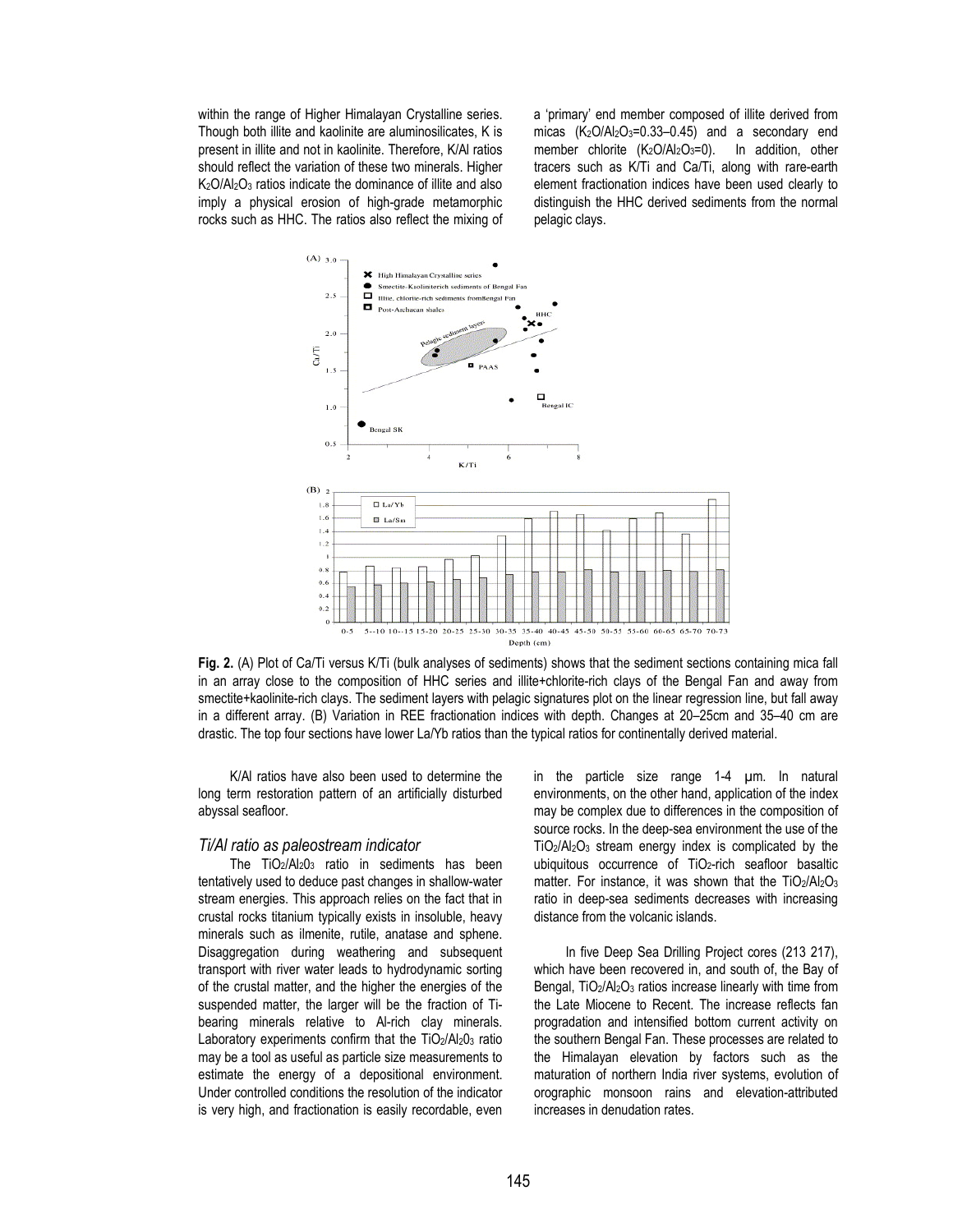within the range of Higher Himalayan Crystalline series. Though both illite and kaolinite are aluminosilicates, K is present in illite and not in kaolinite. Therefore, K/Al ratios should reflect the variation of these two minerals. Higher $K_2O/Al_2O_3$ ratios indicate the dominance of illite and also imply a physical erosion of high-grade metamorphic rocks such as HHC. The ratios also reflect the mixing of a 'primary' end member composed of illite derived from micas ($K_2O/Al_2O_3$=0.33–0.45) and a secondary end member chlorite ($K_2O/Al_2O_3$=0). In addition, other tracers such as K/Ti and Ca/Ti, along with rare-earth element fractionation indices have been used clearly to distinguish the HHC derived sediments from the normal pelagic clays.

**Fig. 2.** (A) Plot of Ca/Ti versus K/Ti (bulk analyses of sediments) shows that the sediment sections containing mica fall in an array close to the composition of HHC series and illite+chlorite-rich clays of the Bengal Fan and away from smectite+kaolinite-rich clays. The sediment layers with pelagic signatures plot on the linear regression line, but fall away in a different array. (B) Variation in REE fractionation indices with depth. Changes at 20–25cm and 35–40 cm are drastic. The top four sections have lower La/Yb ratios than the typical ratios for continentally derived material.

K/Al ratios have also been used to determine the long term restoration pattern of an artificially disturbed abyssal seafloor.

### *Ti/Al ratio as paleostream indicator*

The $TiO_2/Al_2O_3$ ratio in sediments has been tentatively used to deduce past changes in shallow-water stream energies. This approach relies on the fact that in crustal rocks titanium typically exists in insoluble, heavy minerals such as ilmenite, rutile, anatase and sphene. Disaggregation during weathering and subsequent transport with river water leads to hydrodynamic sorting of the crustal matter, and the higher the energies of the suspended matter, the larger will be the fraction of Ti-bearing minerals relative to Al-rich clay minerals. Laboratory experiments confirm that the $TiO_2/Al_2O_3$ ratio may be a tool as useful as particle size measurements to estimate the energy of a depositional environment. Under controlled conditions the resolution of the indicator is very high, and fractionation is easily recordable, even in the particle size range 1-4 μm. In natural environments, on the other hand, application of the index may be complex due to differences in the composition of source rocks. In the deep-sea environment the use of the $TiO_2/Al_2O_3$ stream energy index is complicated by the ubiquitous occurrence of $TiO_2$-rich seafloor basaltic matter. For instance, it was shown that the $TiO_2/Al_2O_3$ ratio in deep-sea sediments decreases with increasing distance from the volcanic islands.

In five Deep Sea Drilling Project cores (213 217), which have been recovered in, and south of, the Bay of Bengal, $TiO_2/Al_2O_3$ ratios increase linearly with time from the Late Miocene to Recent. The increase reflects fan progradation and intensified bottom current activity on the southern Bengal Fan. These processes are related to the Himalayan elevation by factors such as the maturation of northern India river systems, evolution of orographic monsoon rains and elevation-attributed increases in denudation rates.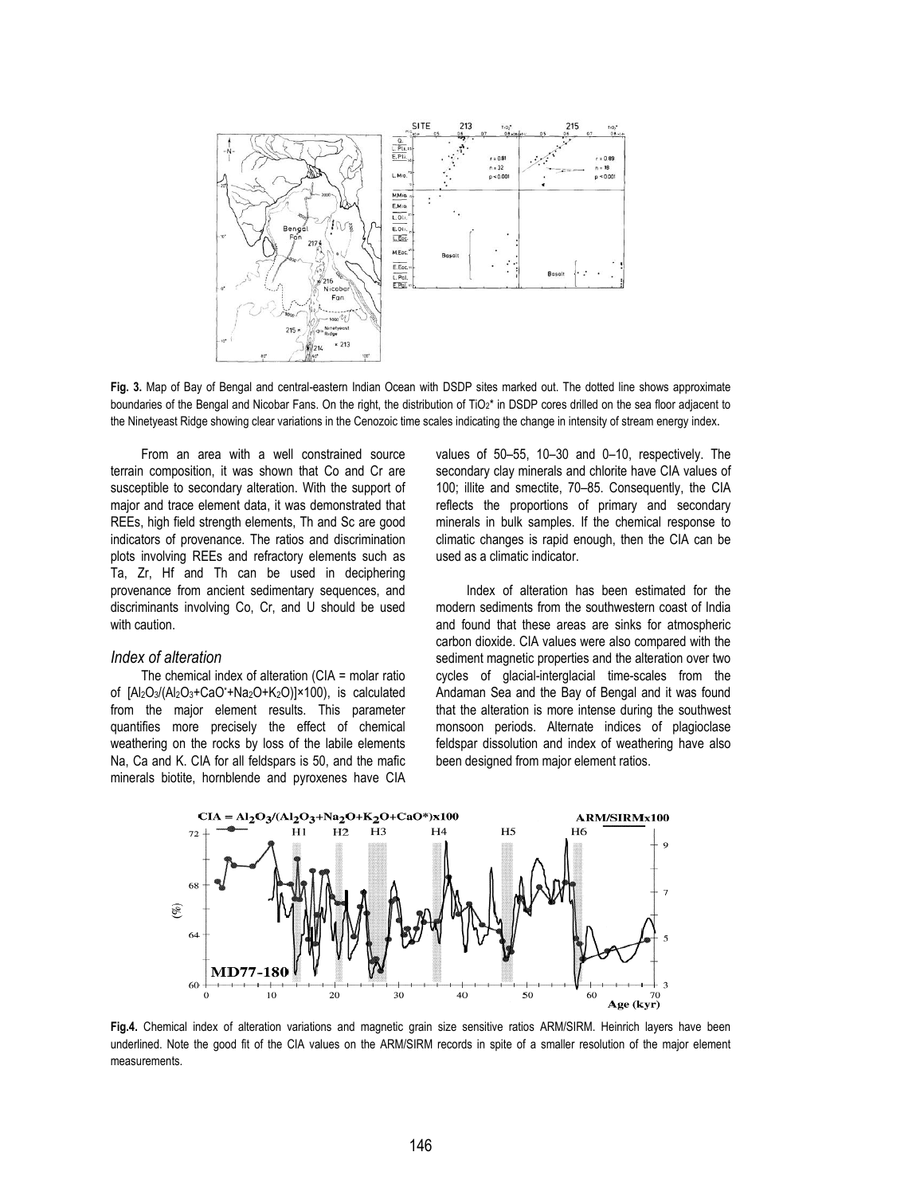**Fig. 3.** Map of Bay of Bengal and central-eastern Indian Ocean with DSDP sites marked out. The dotted line shows approximate boundaries of the Bengal and Nicobar Fans. On the right, the distribution of $TiO_2$* in DSDP cores drilled on the sea floor adjacent to the Ninetyeast Ridge showing clear variations in the Cenozoic time scales indicating the change in intensity of stream energy index.

From an area with a well constrained source terrain composition, it was shown that Co and Cr are susceptible to secondary alteration. With the support of major and trace element data, it was demonstrated that REEs, high field strength elements, Th and Sc are good indicators of provenance. The ratios and discrimination plots involving REEs and refractory elements such as Ta, Zr, Hf and Th can be used in deciphering provenance from ancient sedimentary sequences, and discriminants involving Co, Cr, and U should be used with caution.

### *Index of alteration*

The chemical index of alteration (CIA = molar ratio of $[Al_2O_3/(Al_2O_3+CaO^*+Na_2O+K_2O)]\times100$), is calculated from the major element results. This parameter quantifies more precisely the effect of chemical weathering on the rocks by loss of the labile elements Na, Ca and K. CIA for all feldspars is 50, and the mafic minerals biotite, hornblende and pyroxenes have CIA values of 50–55, 10–30 and 0–10, respectively. The secondary clay minerals and chlorite have CIA values of 100; illite and smectite, 70–85. Consequently, the CIA reflects the proportions of primary and secondary minerals in bulk samples. If the chemical response to climatic changes is rapid enough, then the CIA can be used as a climatic indicator.

Index of alteration has been estimated for the modern sediments from the southwestern coast of India and found that these areas are sinks for atmospheric carbon dioxide. CIA values were also compared with the sediment magnetic properties and the alteration over two cycles of glacial-interglacial time-scales from the Andaman Sea and the Bay of Bengal and it was found that the alteration is more intense during the southwest monsoon periods. Alternate indices of plagioclase feldspar dissolution and index of weathering have also been designed from major element ratios.

**Fig.4.** Chemical index of alteration variations and magnetic grain size sensitive ratios ARM/SIRM. Heinrich layers have been underlined. Note the good fit of the CIA values on the ARM/SIRM records in spite of a smaller resolution of the major element measurements.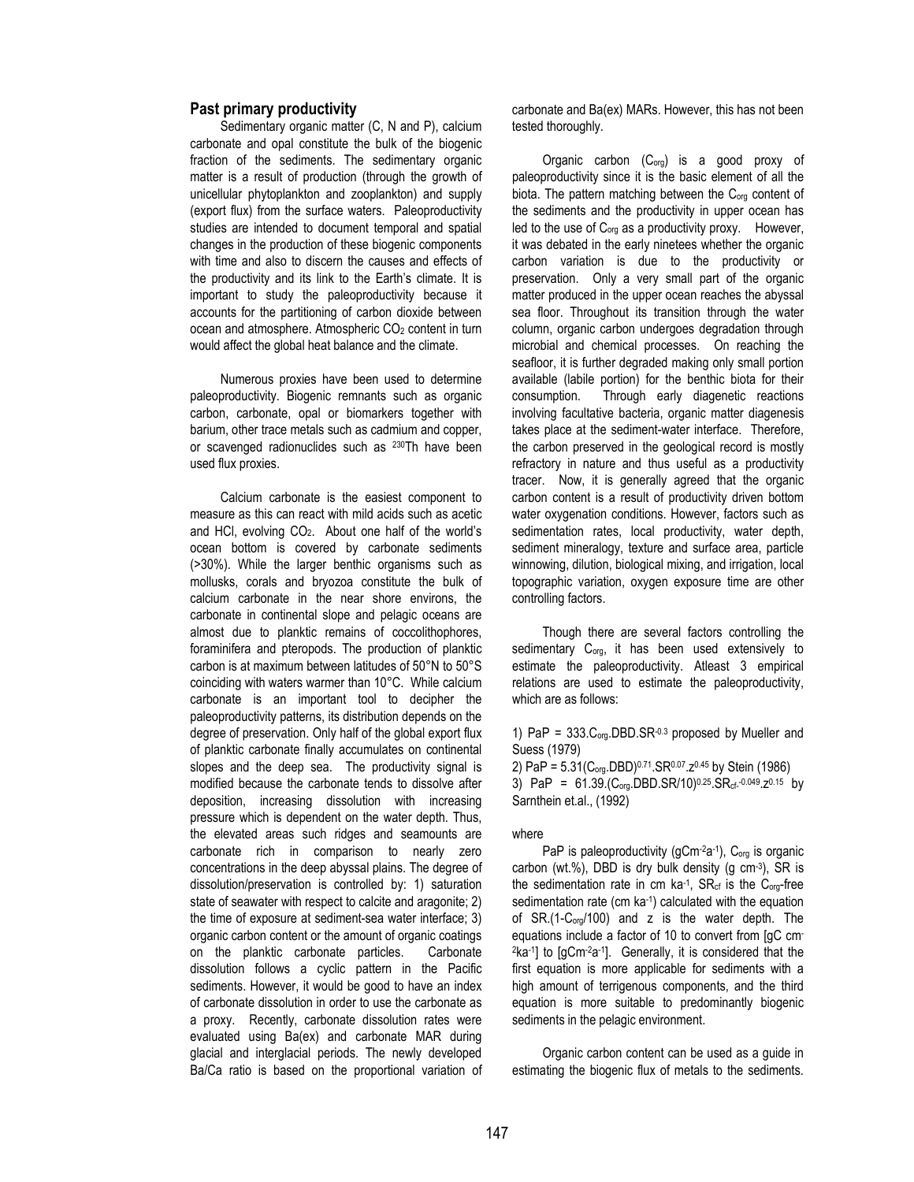### Past primary productivity

Sedimentary organic matter (C, N and P), calcium carbonate and opal constitute the bulk of the biogenic fraction of the sediments. The sedimentary organic matter is a result of production (through the growth of unicellular phytoplankton and zooplankton) and supply (export flux) from the surface waters. Paleoproductivity studies are intended to document temporal and spatial changes in the production of these biogenic components with time and also to discern the causes and effects of the productivity and its link to the Earth's climate. It is important to study the paleoproductivity because it accounts for the partitioning of carbon dioxide between ocean and atmosphere. Atmospheric $CO_2$ content in turn would affect the global heat balance and the climate.

Numerous proxies have been used to determine paleoproductivity. Biogenic remnants such as organic carbon, carbonate, opal or biomarkers together with barium, other trace metals such as cadmium and copper, or scavenged radionuclides such as $^{230}Th$ have been used flux proxies.

Calcium carbonate is the easiest component to measure as this can react with mild acids such as acetic and HCl, evolving $CO_2$. About one half of the world's ocean bottom is covered by carbonate sediments (>30%). While the larger benthic organisms such as mollusks, corals and bryozoa constitute the bulk of calcium carbonate in the near shore environs, the carbonate in continental slope and pelagic oceans are almost due to planktic remains of coccolithophores, foraminifera and pteropods. The production of planktic carbon is at maximum between latitudes of 50°N to 50°S coinciding with waters warmer than 10°C. While calcium carbonate is an important tool to decipher the paleoproductivity patterns, its distribution depends on the degree of preservation. Only half of the global export flux of planktic carbonate finally accumulates on continental slopes and the deep sea. The productivity signal is modified because the carbonate tends to dissolve after deposition, increasing dissolution with increasing pressure which is dependent on the water depth. Thus, the elevated areas such ridges and seamounts are carbonate rich in comparison to nearly zero concentrations in the deep abyssal plains. The degree of dissolution/preservation is controlled by: 1) saturation state of seawater with respect to calcite and aragonite; 2) the time of exposure at sediment-sea water interface; 3) organic carbon content or the amount of organic coatings on the planktic carbonate particles. Carbonate dissolution follows a cyclic pattern in the Pacific sediments. However, it would be good to have an index of carbonate dissolution in order to use the carbonate as a proxy. Recently, carbonate dissolution rates were evaluated using Ba(ex) and carbonate MAR during glacial and interglacial periods. The newly developed Ba/Ca ratio is based on the proportional variation of carbonate and Ba(ex) MARs. However, this has not been tested thoroughly.

Organic carbon ($C_{org}$) is a good proxy of paleoproductivity since it is the basic element of all the biota. The pattern matching between the $C_{org}$ content of the sediments and the productivity in upper ocean has led to the use of $C_{org}$ as a productivity proxy. However, it was debated in the early ninetees whether the organic carbon variation is due to the productivity or preservation. Only a very small part of the organic matter produced in the upper ocean reaches the abyssal sea floor. Throughout its transition through the water column, organic carbon undergoes degradation through microbial and chemical processes. On reaching the seafloor, it is further degraded making only small portion available (labile portion) for the benthic biota for their consumption. Through early diagenetic reactions involving facultative bacteria, organic matter diagenesis takes place at the sediment-water interface. Therefore, the carbon preserved in the geological record is mostly refractory in nature and thus useful as a productivity tracer. Now, it is generally agreed that the organic carbon content is a result of productivity driven bottom water oxygenation conditions. However, factors such as sedimentation rates, local productivity, water depth, sediment mineralogy, texture and surface area, particle winnowing, dilution, biological mixing, and irrigation, local topographic variation, oxygen exposure time are other controlling factors.

Though there are several factors controlling the sedimentary $C_{org}$, it has been used extensively to estimate the paleoproductivity. Atleast 3 empirical relations are used to estimate the paleoproductivity, which are as follows:

1) $PaP = 333.C_{org}.DBD.SR^{-0.3}$ proposed by Mueller and Suess (1979)

2) $PaP = 5.31(C_{org}.DBD)^{0.71}.SR^{0.07}.z^{0.45}$ by Stein (1986)

3) $PaP = 61.39.(C_{org}.DBD.SR/10)^{0.25}.SR_{cf}^{-0.049}.z^{0.15}$ by Sarnthein et.al., (1992)

where

PaP is paleoproductivity ($gCm^{-2}a^{-1}$), $C_{org}$ is organic carbon (wt.%), DBD is dry bulk density ($g\ cm^{-3}$), SR is the sedimentation rate in cm $ka^{-1}$, $SR_{cf}$ is the $C_{org}$-free sedimentation rate (cm $ka^{-1}$) calculated with the equation of $SR.(1-C_{org}/100)$ and z is the water depth. The equations include a factor of 10 to convert from [gC $cm^{-2}ka^{-1}$] to [$gCm^{-2}a^{-1}$]. Generally, it is considered that the first equation is more applicable for sediments with a high amount of terrigenous components, and the third equation is more suitable to predominantly biogenic sediments in the pelagic environment.

Organic carbon content can be used as a guide in estimating the biogenic flux of metals to the sediments.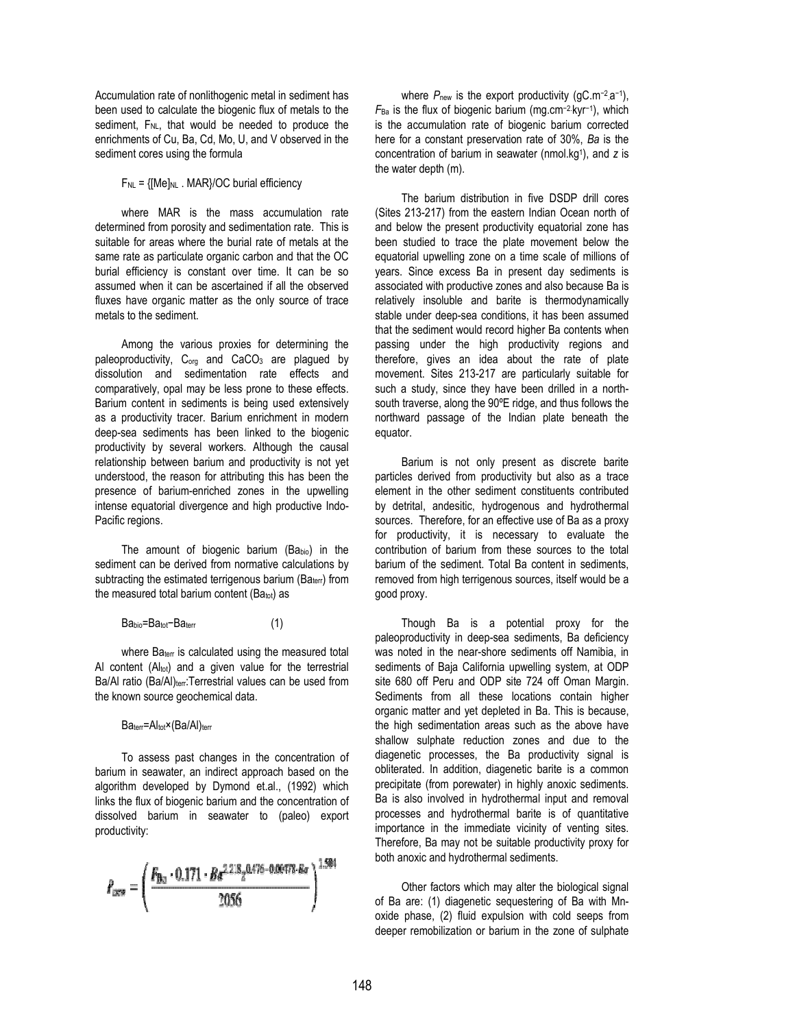Accumulation rate of nonlithogenic metal in sediment has been used to calculate the biogenic flux of metals to the sediment, $F_{NL}$, that would be needed to produce the enrichments of Cu, Ba, Cd, Mo, U, and V observed in the sediment cores using the formula

$$F_{NL} = \{[Me]_{NL} \cdot MAR\}/\text{OC burial efficiency}$$

where MAR is the mass accumulation rate determined from porosity and sedimentation rate. This is suitable for areas where the burial rate of metals at the same rate as particulate organic carbon and that the OC burial efficiency is constant over time. It can be so assumed when it can be ascertained if all the observed fluxes have organic matter as the only source of trace metals to the sediment.

Among the various proxies for determining the paleoproductivity, $C_{org}$ and $CaCO_3$ are plagued by dissolution and sedimentation rate effects and comparatively, opal may be less prone to these effects. Barium content in sediments is being used extensively as a productivity tracer. Barium enrichment in modern deep-sea sediments has been linked to the biogenic productivity by several workers. Although the causal relationship between barium and productivity is not yet understood, the reason for attributing this has been the presence of barium-enriched zones in the upwelling intense equatorial divergence and high productive Indo-Pacific regions.

The amount of biogenic barium ($Ba_{bio}$) in the sediment can be derived from normative calculations by subtracting the estimated terrigenous barium ($Ba_{terr}$) from the measured total barium content ($Ba_{tot}$) as

$$Ba_{bio} = Ba_{tot} - Ba_{terr} \qquad (1)$$

where $Ba_{terr}$ is calculated using the measured total Al content ($Al_{tot}$) and a given value for the terrestrial Ba/Al ratio $(Ba/Al)_{terr}$:Terrestrial values can be used from the known source geochemical data.

$$Ba_{terr} = Al_{tot} \times (Ba/Al)_{terr}$$

To assess past changes in the concentration of barium in seawater, an indirect approach based on the algorithm developed by Dymond et.al., (1992) which links the flux of biogenic barium and the concentration of dissolved barium in seawater to (paleo) export productivity:

$$P_{new} = \left( \frac{F_{Ba} \cdot 0.171 \cdot Ba^{2.218} z^{0.476 - 0.00478 \cdot Ba}}{2056} \right)^{1.504}$$

where $P_{new}$ is the export productivity ($gC.m^{-2}.a^{-1}$), $F_{Ba}$ is the flux of biogenic barium ($mg.cm^{-2}.kyr^{-1}$), which is the accumulation rate of biogenic barium corrected here for a constant preservation rate of 30%, *Ba* is the concentration of barium in seawater ($nmol.kg^{1}$), and *z* is the water depth (m).

The barium distribution in five DSDP drill cores (Sites 213-217) from the eastern Indian Ocean north of and below the present productivity equatorial zone has been studied to trace the plate movement below the equatorial upwelling zone on a time scale of millions of years. Since excess Ba in present day sediments is associated with productive zones and also because Ba is relatively insoluble and barite is thermodynamically stable under deep-sea conditions, it has been assumed that the sediment would record higher Ba contents when passing under the high productivity regions and therefore, gives an idea about the rate of plate movement. Sites 213-217 are particularly suitable for such a study, since they have been drilled in a north-south traverse, along the 90ºE ridge, and thus follows the northward passage of the Indian plate beneath the equator.

Barium is not only present as discrete barite particles derived from productivity but also as a trace element in the other sediment constituents contributed by detrital, andesitic, hydrogenous and hydrothermal sources. Therefore, for an effective use of Ba as a proxy for productivity, it is necessary to evaluate the contribution of barium from these sources to the total barium of the sediment. Total Ba content in sediments, removed from high terrigenous sources, itself would be a good proxy.

Though Ba is a potential proxy for the paleoproductivity in deep-sea sediments, Ba deficiency was noted in the near-shore sediments off Namibia, in sediments of Baja California upwelling system, at ODP site 680 off Peru and ODP site 724 off Oman Margin. Sediments from all these locations contain higher organic matter and yet depleted in Ba. This is because, the high sedimentation areas such as the above have shallow sulphate reduction zones and due to the diagenetic processes, the Ba productivity signal is obliterated. In addition, diagenetic barite is a common precipitate (from porewater) in highly anoxic sediments. Ba is also involved in hydrothermal input and removal processes and hydrothermal barite is of quantitative importance in the immediate vicinity of venting sites. Therefore, Ba may not be suitable productivity proxy for both anoxic and hydrothermal sediments.

Other factors which may alter the biological signal of Ba are: (1) diagenetic sequestering of Ba with Mn-oxide phase, (2) fluid expulsion with cold seeps from deeper remobilization or barium in the zone of sulphate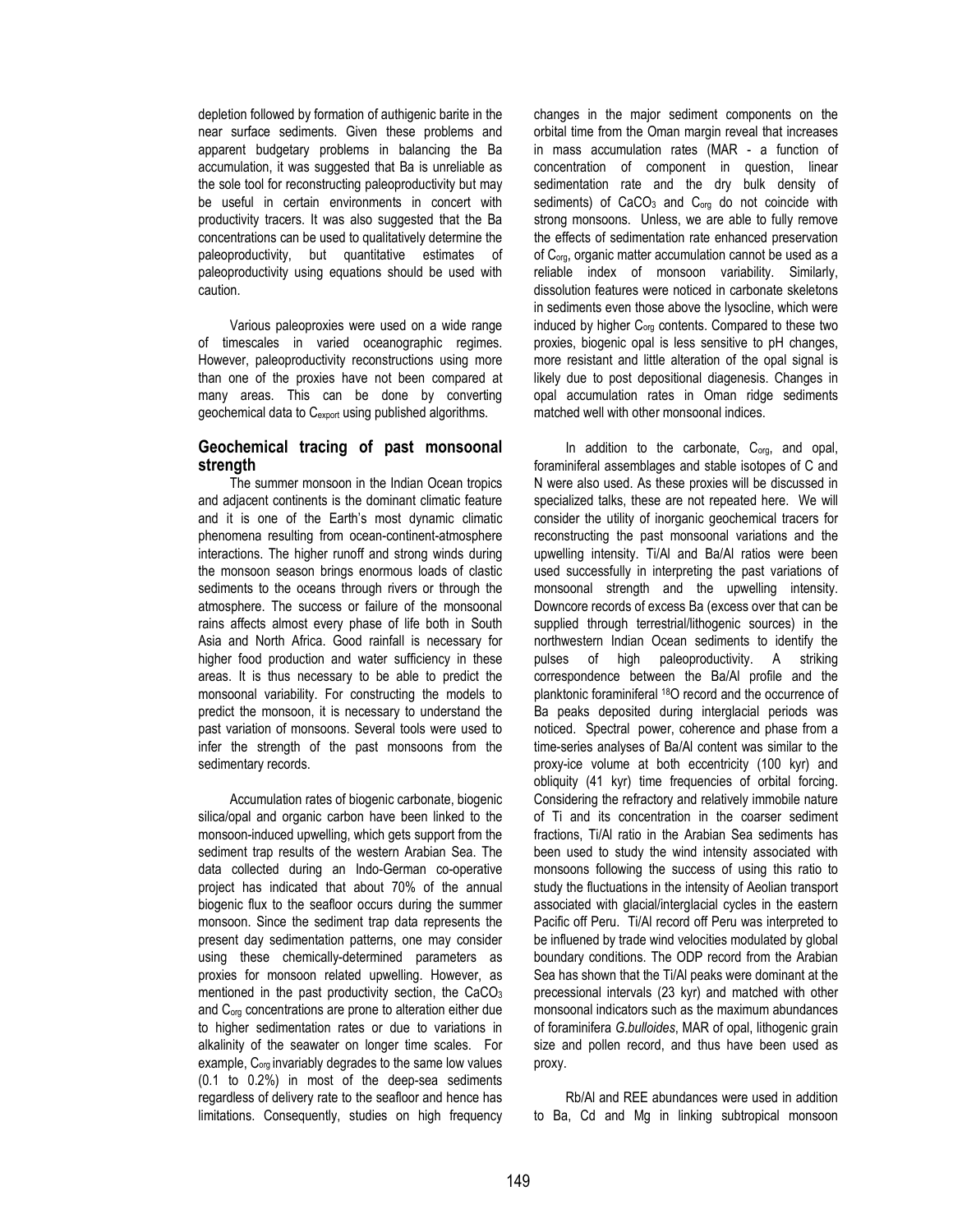depletion followed by formation of authigenic barite in the near surface sediments. Given these problems and apparent budgetary problems in balancing the Ba accumulation, it was suggested that Ba is unreliable as the sole tool for reconstructing paleoproductivity but may be useful in certain environments in concert with productivity tracers. It was also suggested that the Ba concentrations can be used to qualitatively determine the paleoproductivity, but quantitative estimates of paleoproductivity using equations should be used with caution.

Various paleoproxies were used on a wide range of timescales in varied oceanographic regimes. However, paleoproductivity reconstructions using more than one of the proxies have not been compared at many areas. This can be done by converting geochemical data to $C_{export}$ using published algorithms.

## Geochemical tracing of past monsoonal strength

The summer monsoon in the Indian Ocean tropics and adjacent continents is the dominant climatic feature and it is one of the Earth's most dynamic climatic phenomena resulting from ocean-continent-atmosphere interactions. The higher runoff and strong winds during the monsoon season brings enormous loads of clastic sediments to the oceans through rivers or through the atmosphere. The success or failure of the monsoonal rains affects almost every phase of life both in South Asia and North Africa. Good rainfall is necessary for higher food production and water sufficiency in these areas. It is thus necessary to be able to predict the monsoonal variability. For constructing the models to predict the monsoon, it is necessary to understand the past variation of monsoons. Several tools were used to infer the strength of the past monsoons from the sedimentary records.

Accumulation rates of biogenic carbonate, biogenic silica/opal and organic carbon have been linked to the monsoon-induced upwelling, which gets support from the sediment trap results of the western Arabian Sea. The data collected during an Indo-German co-operative project has indicated that about 70% of the annual biogenic flux to the seafloor occurs during the summer monsoon. Since the sediment trap data represents the present day sedimentation patterns, one may consider using these chemically-determined parameters as proxies for monsoon related upwelling. However, as mentioned in the past productivity section, the $CaCO_3$ and $C_{org}$ concentrations are prone to alteration either due to higher sedimentation rates or due to variations in alkalinity of the seawater on longer time scales. For example, $C_{org}$ invariably degrades to the same low values (0.1 to 0.2%) in most of the deep-sea sediments regardless of delivery rate to the seafloor and hence has limitations. Consequently, studies on high frequency changes in the major sediment components on the orbital time from the Oman margin reveal that increases in mass accumulation rates (MAR - a function of concentration of component in question, linear sedimentation rate and the dry bulk density of sediments) of $CaCO_3$ and $C_{org}$ do not coincide with strong monsoons. Unless, we are able to fully remove the effects of sedimentation rate enhanced preservation of $C_{org}$, organic matter accumulation cannot be used as a reliable index of monsoon variability. Similarly, dissolution features were noticed in carbonate skeletons in sediments even those above the lysocline, which were induced by higher $C_{org}$ contents. Compared to these two proxies, biogenic opal is less sensitive to pH changes, more resistant and little alteration of the opal signal is likely due to post depositional diagenesis. Changes in opal accumulation rates in Oman ridge sediments matched well with other monsoonal indices.

In addition to the carbonate, $C_{org}$, and opal, foraminiferal assemblages and stable isotopes of C and N were also used. As these proxies will be discussed in specialized talks, these are not repeated here. We will consider the utility of inorganic geochemical tracers for reconstructing the past monsoonal variations and the upwelling intensity. Ti/Al and Ba/Al ratios were been used successfully in interpreting the past variations of monsoonal strength and the upwelling intensity. Downcore records of excess Ba (excess over that can be supplied through terrestrial/lithogenic sources) in the northwestern Indian Ocean sediments to identify the pulses of high paleoproductivity. A striking correspondence between the Ba/Al profile and the planktonic foraminiferal $^{18}O$ record and the occurrence of Ba peaks deposited during interglacial periods was noticed. Spectral power, coherence and phase from a time-series analyses of Ba/Al content was similar to the proxy-ice volume at both eccentricity (100 kyr) and obliquity (41 kyr) time frequencies of orbital forcing. Considering the refractory and relatively immobile nature of Ti and its concentration in the coarser sediment fractions, Ti/Al ratio in the Arabian Sea sediments has been used to study the wind intensity associated with monsoons following the success of using this ratio to study the fluctuations in the intensity of Aeolian transport associated with glacial/interglacial cycles in the eastern Pacific off Peru. Ti/Al record off Peru was interpreted to be influened by trade wind velocities modulated by global boundary conditions. The ODP record from the Arabian Sea has shown that the Ti/Al peaks were dominant at the precessional intervals (23 kyr) and matched with other monsoonal indicators such as the maximum abundances of foraminifera *G.bulloides*, MAR of opal, lithogenic grain size and pollen record, and thus have been used as proxy.

Rb/Al and REE abundances were used in addition to Ba, Cd and Mg in linking subtropical monsoon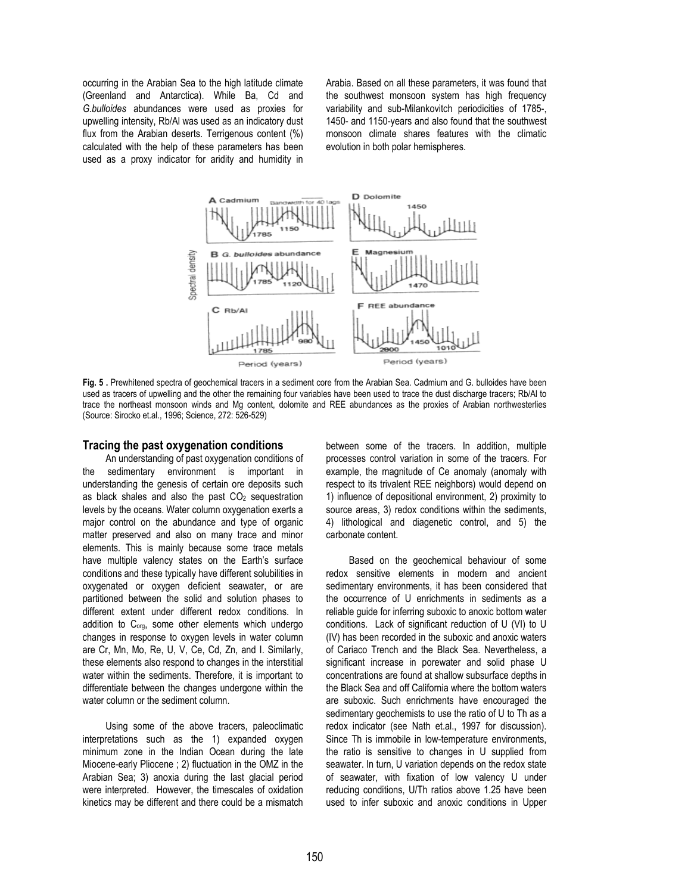occurring in the Arabian Sea to the high latitude climate (Greenland and Antarctica). While Ba, Cd and *G.bulloides* abundances were used as proxies for upwelling intensity, Rb/Al was used as an indicatory dust flux from the Arabian deserts. Terrigenous content (%) calculated with the help of these parameters has been used as a proxy indicator for aridity and humidity in Arabia. Based on all these parameters, it was found that the southwest monsoon system has high frequency variability and sub-Milankovitch periodicities of 1785-, 1450- and 1150-years and also found that the southwest monsoon climate shares features with the climatic evolution in both polar hemispheres.

**Fig. 5 .** Prewhitened spectra of geochemical tracers in a sediment core from the Arabian Sea. Cadmium and G. bulloides have been used as tracers of upwelling and the other the remaining four variables have been used to trace the dust discharge tracers; Rb/Al to trace the northeast monsoon winds and Mg content, dolomite and REE abundances as the proxies of Arabian northwesterlies (Source: Sirocko et.al., 1996; Science, 272: 526-529)

## Tracing the past oxygenation conditions

An understanding of past oxygenation conditions of the sedimentary environment is important in understanding the genesis of certain ore deposits such as black shales and also the past $CO_2$ sequestration levels by the oceans. Water column oxygenation exerts a major control on the abundance and type of organic matter preserved and also on many trace and minor elements. This is mainly because some trace metals have multiple valency states on the Earth's surface conditions and these typically have different solubilities in oxygenated or oxygen deficient seawater, or are partitioned between the solid and solution phases to different extent under different redox conditions. In addition to $C_{org}$, some other elements which undergo changes in response to oxygen levels in water column are Cr, Mn, Mo, Re, U, V, Ce, Cd, Zn, and I. Similarly, these elements also respond to changes in the interstitial water within the sediments. Therefore, it is important to differentiate between the changes undergone within the water column or the sediment column.

Using some of the above tracers, paleoclimatic interpretations such as the 1) expanded oxygen minimum zone in the Indian Ocean during the late Miocene-early Pliocene ; 2) fluctuation in the OMZ in the Arabian Sea; 3) anoxia during the last glacial period were interpreted. However, the timescales of oxidation kinetics may be different and there could be a mismatch between some of the tracers. In addition, multiple processes control variation in some of the tracers. For example, the magnitude of Ce anomaly (anomaly with respect to its trivalent REE neighbors) would depend on 1) influence of depositional environment, 2) proximity to source areas, 3) redox conditions within the sediments, 4) lithological and diagenetic control, and 5) the carbonate content.

Based on the geochemical behaviour of some redox sensitive elements in modern and ancient sedimentary environments, it has been considered that the occurrence of U enrichments in sediments as a reliable guide for inferring suboxic to anoxic bottom water conditions. Lack of significant reduction of U (VI) to U (IV) has been recorded in the suboxic and anoxic waters of Cariaco Trench and the Black Sea. Nevertheless, a significant increase in porewater and solid phase U concentrations are found at shallow subsurface depths in the Black Sea and off California where the bottom waters are suboxic. Such enrichments have encouraged the sedimentary geochemists to use the ratio of U to Th as a redox indicator (see Nath et.al., 1997 for discussion). Since Th is immobile in low-temperature environments, the ratio is sensitive to changes in U supplied from seawater. In turn, U variation depends on the redox state of seawater, with fixation of low valency U under reducing conditions, U/Th ratios above 1.25 have been used to infer suboxic and anoxic conditions in Upper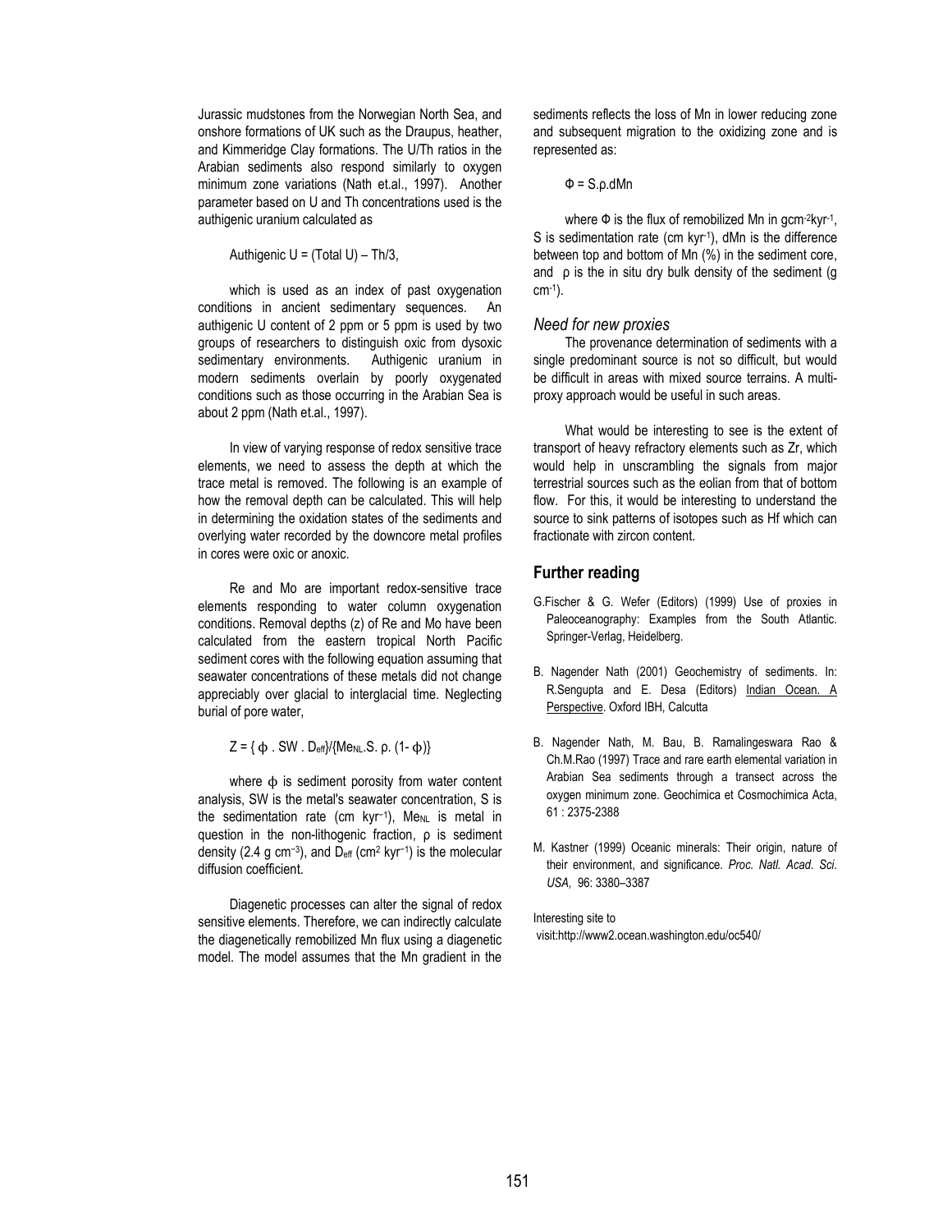Jurassic mudstones from the Norwegian North Sea, and onshore formations of UK such as the Draupus, heather, and Kimmeridge Clay formations. The U/Th ratios in the Arabian sediments also respond similarly to oxygen minimum zone variations (Nath et.al., 1997). Another parameter based on U and Th concentrations used is the authigenic uranium calculated as

$$\text{Authigenic U} = (\text{Total U}) - \text{Th}/3,$$

which is used as an index of past oxygenation conditions in ancient sedimentary sequences. An authigenic U content of 2 ppm or 5 ppm is used by two groups of researchers to distinguish oxic from dysoxic sedimentary environments. Authigenic uranium in modern sediments overlain by poorly oxygenated conditions such as those occurring in the Arabian Sea is about 2 ppm (Nath et.al., 1997).

In view of varying response of redox sensitive trace elements, we need to assess the depth at which the trace metal is removed. The following is an example of how the removal depth can be calculated. This will help in determining the oxidation states of the sediments and overlying water recorded by the downcore metal profiles in cores were oxic or anoxic.

Re and Mo are important redox-sensitive trace elements responding to water column oxygenation conditions. Removal depths (z) of Re and Mo have been calculated from the eastern tropical North Pacific sediment cores with the following equation assuming that seawater concentrations of these metals did not change appreciably over glacial to interglacial time. Neglecting burial of pore water,

$$Z = \{ \phi \, . \, SW \, . \, D_{eff}\}/\{Me_{NL}.S. \, \rho. \, (1- \phi)\}$$

where $\phi$ is sediment porosity from water content analysis, SW is the metal's seawater concentration, S is the sedimentation rate (cm $kyr^{-1}$), $Me_{NL}$ is metal in question in the non-lithogenic fraction, $\rho$ is sediment density (2.4 g $cm^{-3}$), and $D_{eff}$ ($cm^2$ $kyr^{-1}$) is the molecular diffusion coefficient.

Diagenetic processes can alter the signal of redox sensitive elements. Therefore, we can indirectly calculate the diagenetically remobilized Mn flux using a diagenetic model. The model assumes that the Mn gradient in the sediments reflects the loss of Mn in lower reducing zone and subsequent migration to the oxidizing zone and is represented as:

$$\Phi = S.\rho.dMn$$

where $\Phi$ is the flux of remobilized Mn in $gcm^{-2}kyr^{-1}$, S is sedimentation rate (cm $kyr^{-1}$), dMn is the difference between top and bottom of Mn (%) in the sediment core, and $\rho$ is the in situ dry bulk density of the sediment (g $cm^{-1}$).

### *Need for new proxies*

The provenance determination of sediments with a single predominant source is not so difficult, but would be difficult in areas with mixed source terrains. A multi-proxy approach would be useful in such areas.

What would be interesting to see is the extent of transport of heavy refractory elements such as Zr, which would help in unscrambling the signals from major terrestrial sources such as the eolian from that of bottom flow. For this, it would be interesting to understand the source to sink patterns of isotopes such as Hf which can fractionate with zircon content.

## Further reading

G.Fischer & G. Wefer (Editors) (1999) Use of proxies in Paleoceanography: Examples from the South Atlantic. Springer-Verlag, Heidelberg.

B. Nagender Nath (2001) Geochemistry of sediments. In: R.Sengupta and E. Desa (Editors) Indian Ocean. A Perspective. Oxford IBH, Calcutta

B. Nagender Nath, M. Bau, B. Ramalingeswara Rao & Ch.M.Rao (1997) Trace and rare earth elemental variation in Arabian Sea sediments through a transect across the oxygen minimum zone. Geochimica et Cosmochimica Acta, 61 : 2375-2388

M. Kastner (1999) Oceanic minerals: Their origin, nature of their environment, and significance. *Proc. Natl. Acad. Sci. USA,* 96: 3380–3387

Interesting site to visit:http://www2.ocean.washington.edu/oc540/